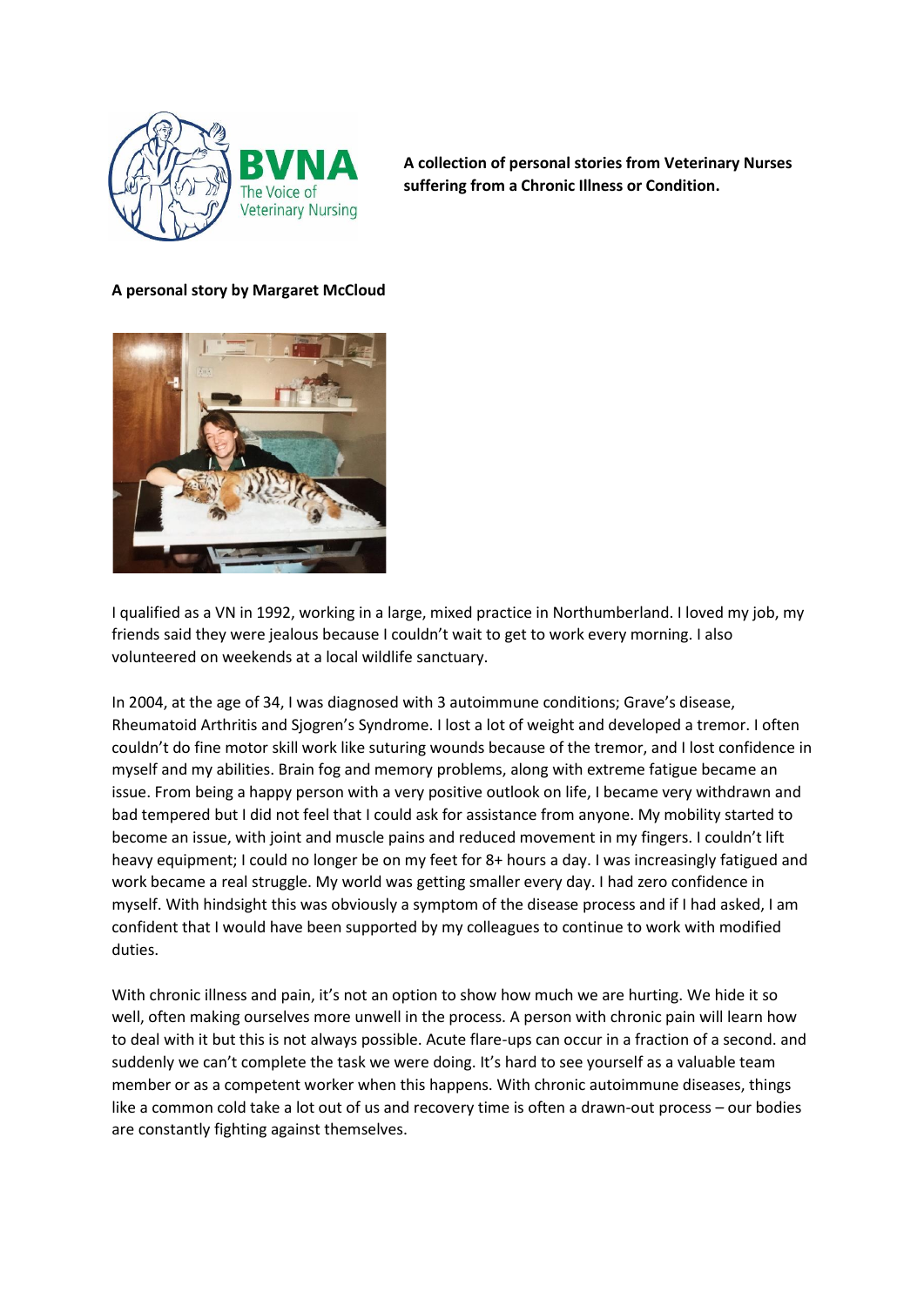**A collection of personal stories from Veterinary Nurses suffering from a Chronic Illness or Condition.**

**A personal story by Margaret McCloud**

I qualified as a VN in 1992, working in a large, mixed practice in Northumberland. I loved my job, my friends said they were jealous because I couldn't wait to get to work every morning. I also volunteered on weekends at a local wildlife sanctuary.

In 2004, at the age of 34, I was diagnosed with 3 autoimmune conditions; Grave's disease, Rheumatoid Arthritis and Sjogren's Syndrome. I lost a lot of weight and developed a tremor. I often couldn't do fine motor skill work like suturing wounds because of the tremor, and I lost confidence in myself and my abilities. Brain fog and memory problems, along with extreme fatigue became an issue. From being a happy person with a very positive outlook on life, I became very withdrawn and bad tempered but I did not feel that I could ask for assistance from anyone. My mobility started to become an issue, with joint and muscle pains and reduced movement in my fingers. I couldn't lift heavy equipment; I could no longer be on my feet for 8+ hours a day. I was increasingly fatigued and work became a real struggle. My world was getting smaller every day. I had zero confidence in myself. With hindsight this was obviously a symptom of the disease process and if I had asked, I am confident that I would have been supported by my colleagues to continue to work with modified duties.

With chronic illness and pain, it's not an option to show how much we are hurting. We hide it so well, often making ourselves more unwell in the process. A person with chronic pain will learn how to deal with it but this is not always possible. Acute flare-ups can occur in a fraction of a second. and suddenly we can't complete the task we were doing. It's hard to see yourself as a valuable team member or as a competent worker when this happens. With chronic autoimmune diseases, things like a common cold take a lot out of us and recovery time is often a drawn-out process – our bodies are constantly fighting against themselves.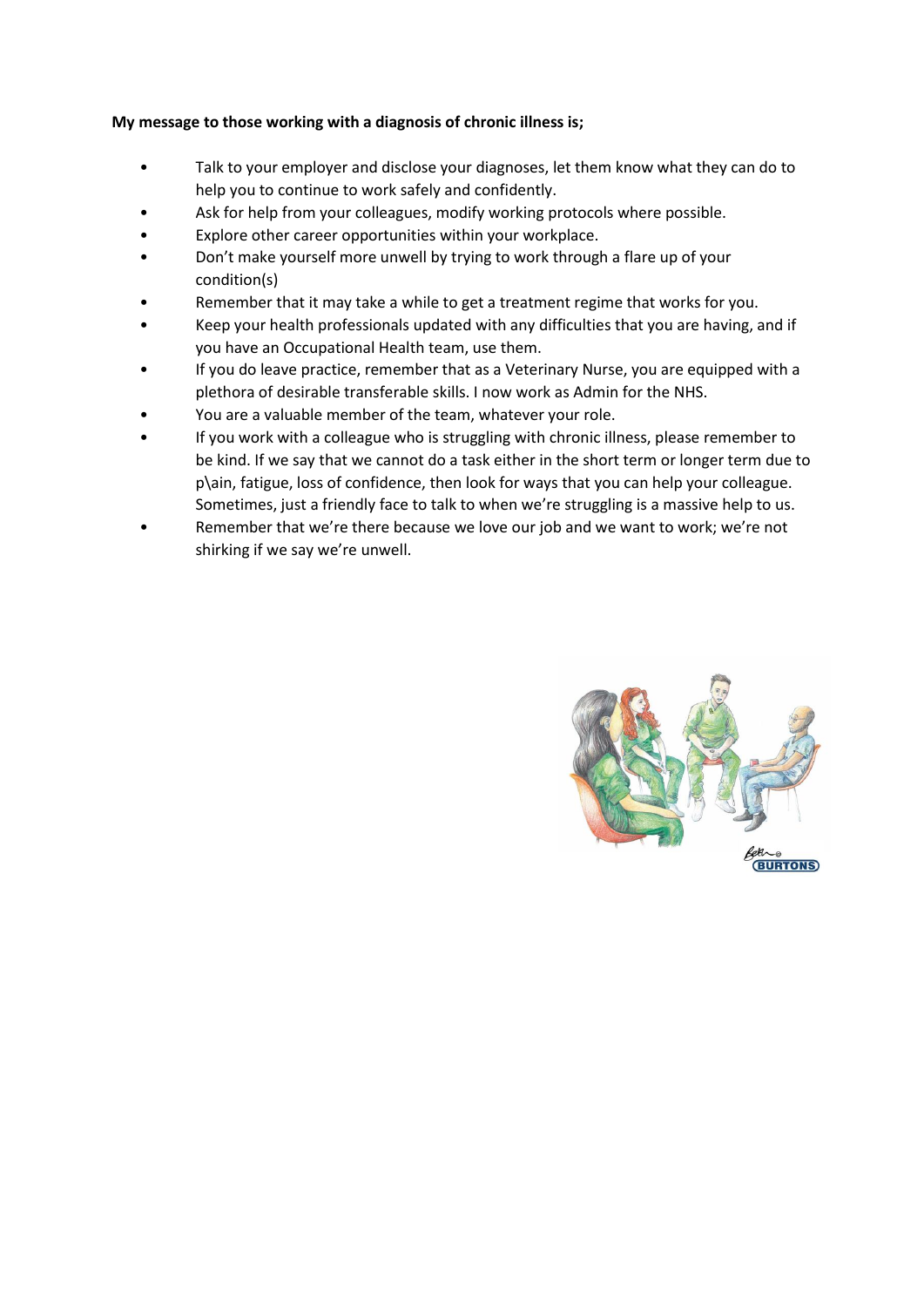**My message to those working with a diagnosis of chronic illness is;**

- Talk to your employer and disclose your diagnoses, let them know what they can do to help you to continue to work safely and confidently.
- Ask for help from your colleagues, modify working protocols where possible.
- Explore other career opportunities within your workplace.
- Don't make yourself more unwell by trying to work through a flare up of your condition(s)
- Remember that it may take a while to get a treatment regime that works for you.
- Keep your health professionals updated with any difficulties that you are having, and if you have an Occupational Health team, use them.
- If you do leave practice, remember that as a Veterinary Nurse, you are equipped with a plethora of desirable transferable skills. I now work as Admin for the NHS.
- You are a valuable member of the team, whatever your role.
- If you work with a colleague who is struggling with chronic illness, please remember to be kind. If we say that we cannot do a task either in the short term or longer term due to p\ain, fatigue, loss of confidence, then look for ways that you can help your colleague. Sometimes, just a friendly face to talk to when we're struggling is a massive help to us.
- Remember that we're there because we love our job and we want to work; we're not shirking if we say we're unwell.